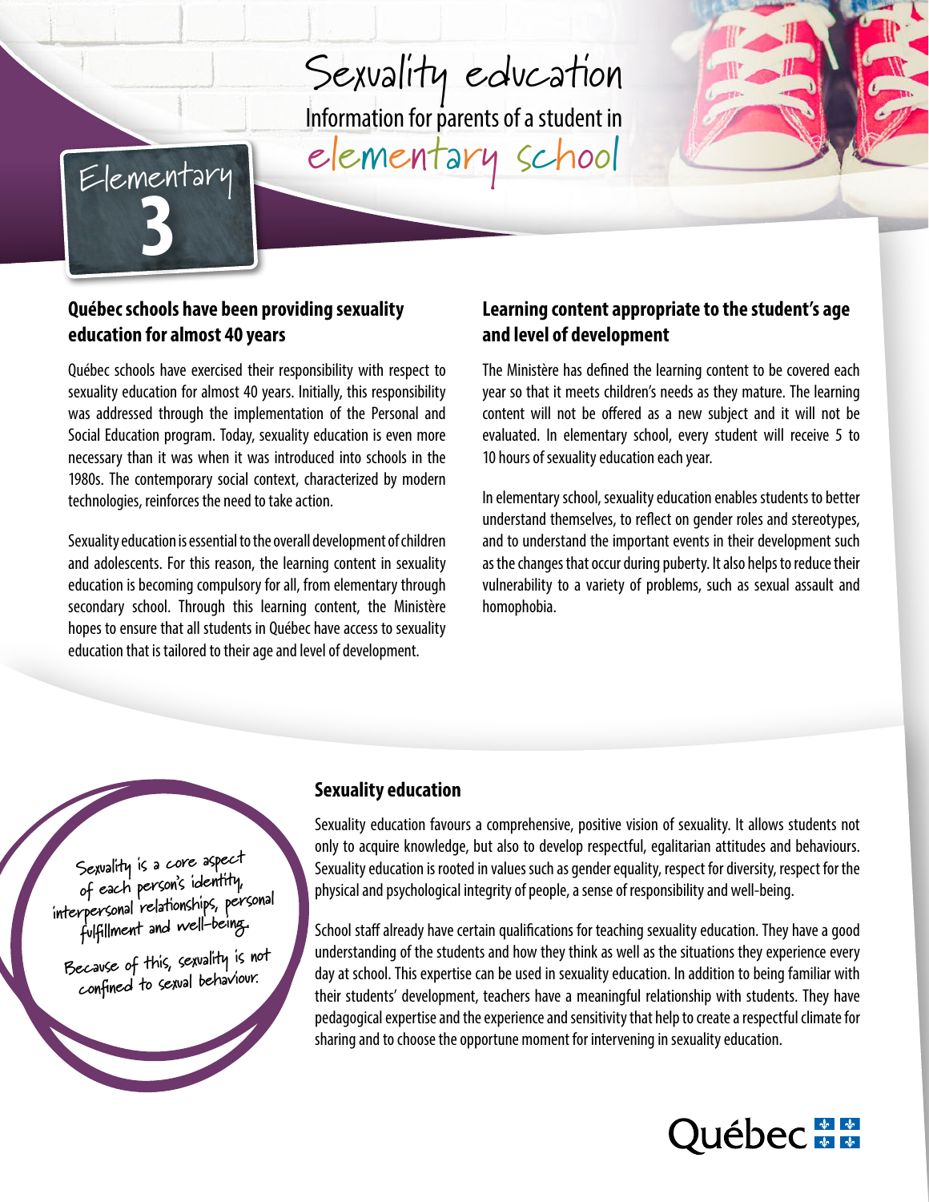# Sexuality education

Information for parents of a student in

elementary school

Elementary 3

## Québec schools have been providing sexuality education for almost 40 years

Québec schools have exercised their responsibility with respect to sexuality education for almost 40 years. Initially, this responsibility was addressed through the implementation of the Personal and Social Education program. Today, sexuality education is even more necessary than it was when it was introduced into schools in the 1980s. The contemporary social context, characterized by modern technologies, reinforces the need to take action.

Sexuality education is essential to the overall development of children and adolescents. For this reason, the learning content in sexuality education is becoming compulsory for all, from elementary through secondary school. Through this learning content, the Ministère hopes to ensure that all students in Québec have access to sexuality education that is tailored to their age and level of development.

## Learning content appropriate to the student's age and level of development

The Ministère has defined the learning content to be covered each year so that it meets children's needs as they mature. The learning content will not be offered as a new subject and it will not be evaluated. In elementary school, every student will receive 5 to 10 hours of sexuality education each year.

In elementary school, sexuality education enables students to better understand themselves, to reflect on gender roles and stereotypes, and to understand the important events in their development such as the changes that occur during puberty. It also helps to reduce their vulnerability to a variety of problems, such as sexual assault and homophobia.

Sexuality is a core aspect of each person's identity, interpersonal relationships, personal fulfillment and well-being.

Because of this, sexuality is not confined to sexual behaviour.

## Sexuality education

Sexuality education favours a comprehensive, positive vision of sexuality. It allows students not only to acquire knowledge, but also to develop respectful, egalitarian attitudes and behaviours. Sexuality education is rooted in values such as gender equality, respect for diversity, respect for the physical and psychological integrity of people, a sense of responsibility and well-being.

School staff already have certain qualifications for teaching sexuality education. They have a good understanding of the students and how they think as well as the situations they experience every day at school. This expertise can be used in sexuality education. In addition to being familiar with their students' development, teachers have a meaningful relationship with students. They have pedagogical expertise and the experience and sensitivity that help to create a respectful climate for sharing and to choose the opportune moment for intervening in sexuality education.

Québec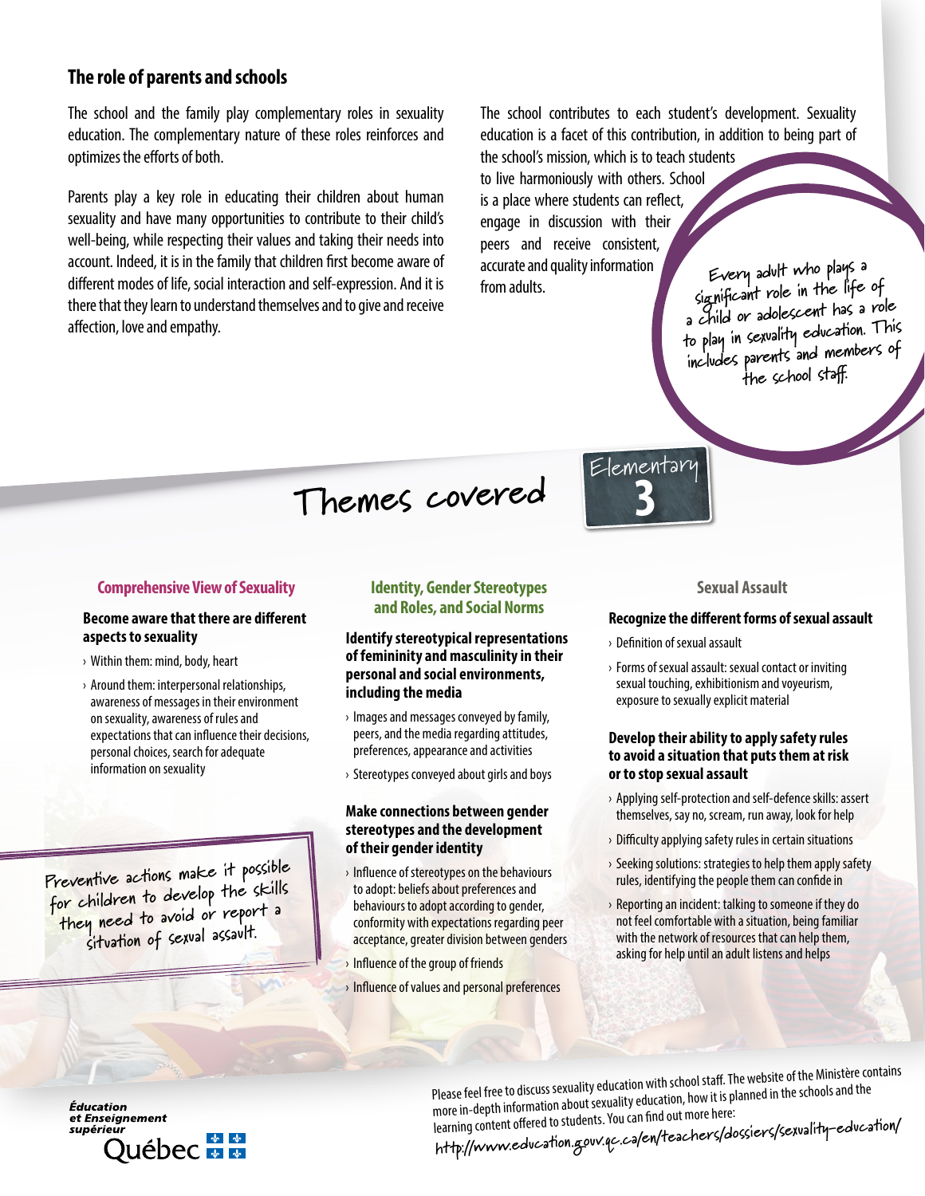## The role of parents and schools

The school and the family play complementary roles in sexuality education. The complementary nature of these roles reinforces and optimizes the efforts of both.

Parents play a key role in educating their children about human sexuality and have many opportunities to contribute to their child's well-being, while respecting their values and taking their needs into account. Indeed, it is in the family that children first become aware of different modes of life, social interaction and self-expression. And it is there that they learn to understand themselves and to give and receive affection, love and empathy.

The school contributes to each student's development. Sexuality education is a facet of this contribution, in addition to being part of the school's mission, which is to teach students to live harmoniously with others. School is a place where students can reflect, engage in discussion with their peers and receive consistent, accurate and quality information from adults.

Every adult who plays a significant role in the life of a child or adolescent has a role to play in sexuality education. This includes parents and members of the school staff.

# Themes covered

Elementary 3

### Comprehensive View of Sexuality

**Become aware that there are different aspects to sexuality**

- › Within them: mind, body, heart
- › Around them: interpersonal relationships, awareness of messages in their environment on sexuality, awareness of rules and expectations that can influence their decisions, personal choices, search for adequate information on sexuality

Preventive actions make it possible for children to develop the skills they need to avoid or report a situation of sexual assault.

### Identity, Gender Stereotypes and Roles, and Social Norms

**Identify stereotypical representations of femininity and masculinity in their personal and social environments, including the media**

- › Images and messages conveyed by family, peers, and the media regarding attitudes, preferences, appearance and activities
- › Stereotypes conveyed about girls and boys

**Make connections between gender stereotypes and the development of their gender identity**

- › Influence of stereotypes on the behaviours to adopt: beliefs about preferences and behaviours to adopt according to gender, conformity with expectations regarding peer acceptance, greater division between genders
- › Influence of the group of friends
- › Influence of values and personal preferences

### Sexual Assault

**Recognize the different forms of sexual assault**

- › Definition of sexual assault
- › Forms of sexual assault: sexual contact or inviting sexual touching, exhibitionism and voyeurism, exposure to sexually explicit material

**Develop their ability to apply safety rules to avoid a situation that puts them at risk or to stop sexual assault**

- › Applying self-protection and self-defence skills: assert themselves, say no, scream, run away, look for help
- › Difficulty applying safety rules in certain situations
- › Seeking solutions: strategies to help them apply safety rules, identifying the people them can confide in
- › Reporting an incident: talking to someone if they do not feel comfortable with a situation, being familiar with the network of resources that can help them, asking for help until an adult listens and helps

Please feel free to discuss sexuality education with school staff. The website of the Ministère contains more in-depth information about sexuality education, how it is planned in the schools and the learning content offered to students. You can find out more here:
http://www.education.gouv.qc.ca/en/teachers/dossiers/sexuality-education/

*Éducation et Enseignement supérieur*
Québec